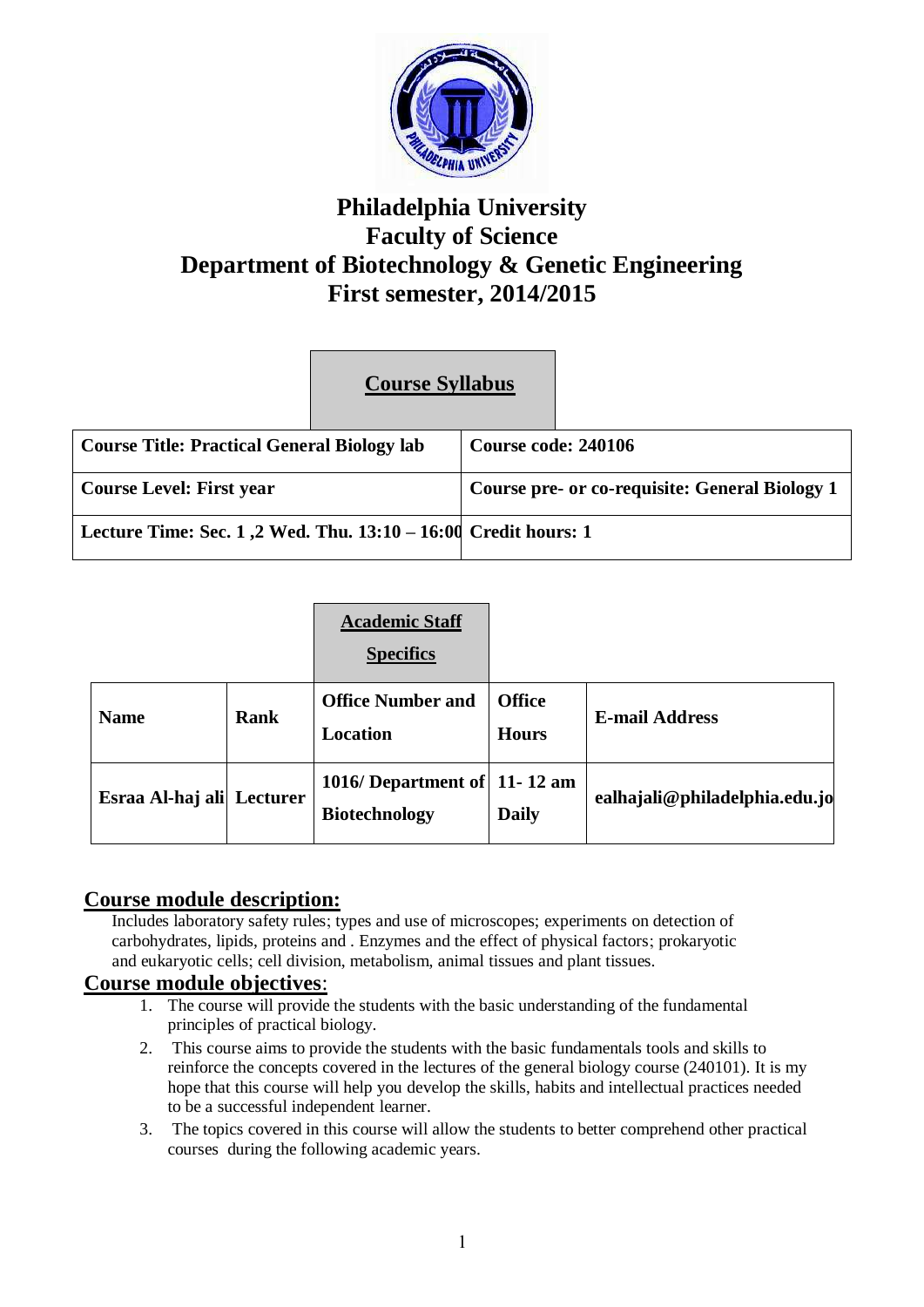# Philadelphia University
# Faculty of Science
# Department of Biotechnology & Genetic Engineering
# First semester, 2014/2015

## Course Syllabus

| Course Title: Practical General Biology lab | Course code: 240106 |
| --- | --- |
| Course Level: First year | Course pre- or co-requisite: General Biology 1 |
| Lecture Time: Sec. 1 ,2 Wed. Thu. 13:10 – 16:00 | Credit hours: 1 |

## Academic Staff Specifics

| Name | Rank | Office Number and Location | Office Hours | E-mail Address |
| --- | --- | --- | --- | --- |
| Esraa Al-haj ali | Lecturer | 1016/ Department of Biotechnology | 11- 12 am Daily | ealhajali@philadelphia.edu.jo |

## Course module description:

Includes laboratory safety rules; types and use of microscopes; experiments on detection of carbohydrates, lipids, proteins and . Enzymes and the effect of physical factors; prokaryotic and eukaryotic cells; cell division, metabolism, animal tissues and plant tissues.

## Course module objectives:

1. The course will provide the students with the basic understanding of the fundamental principles of practical biology.
2. This course aims to provide the students with the basic fundamentals tools and skills to reinforce the concepts covered in the lectures of the general biology course (240101). It is my hope that this course will help you develop the skills, habits and intellectual practices needed to be a successful independent learner.
3. The topics covered in this course will allow the students to better comprehend other practical courses during the following academic years.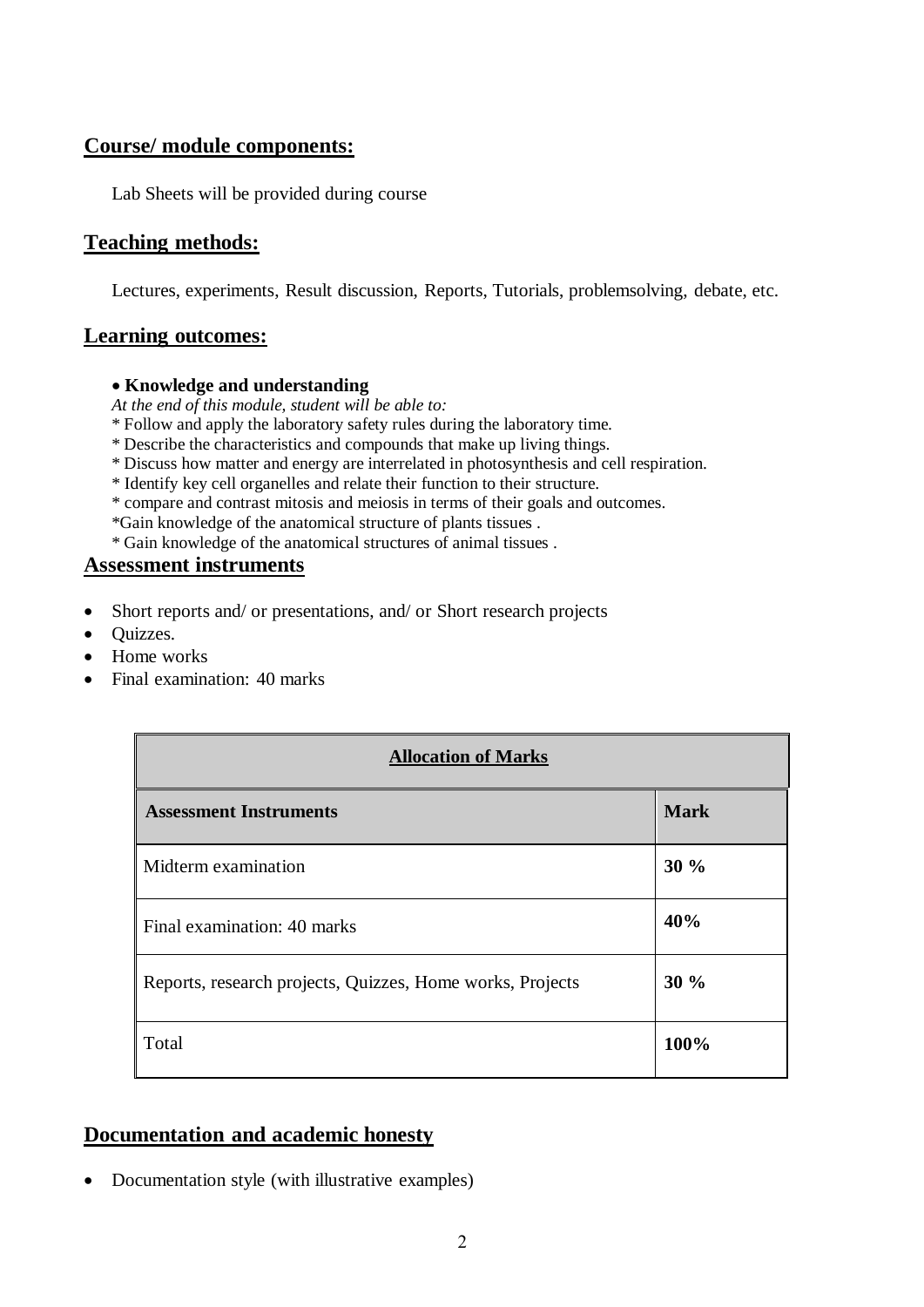## Course/ module components:

Lab Sheets will be provided during course

## Teaching methods:

Lectures, experiments, Result discussion, Reports, Tutorials, problemsolving, debate, etc.

## Learning outcomes:

- **Knowledge and understanding**

*At the end of this module, student will be able to:*

* Follow and apply the laboratory safety rules during the laboratory time.
* Describe the characteristics and compounds that make up living things.
* Discuss how matter and energy are interrelated in photosynthesis and cell respiration.
* Identify key cell organelles and relate their function to their structure.
* compare and contrast mitosis and meiosis in terms of their goals and outcomes.
*Gain knowledge of the anatomical structure of plants tissues .
* Gain knowledge of the anatomical structures of animal tissues .

## Assessment instruments

- Short reports and/ or presentations, and/ or Short research projects
- Quizzes.
- Home works
- Final examination: 40 marks

| **Allocation of Marks** | |
|---|---|
| **Assessment Instruments** | **Mark** |
| Midterm examination | **30 %** |
| Final examination: 40 marks | **40%** |
| Reports, research projects, Quizzes, Home works, Projects | **30 %** |
| Total | **100%** |

## Documentation and academic honesty

- Documentation style (with illustrative examples)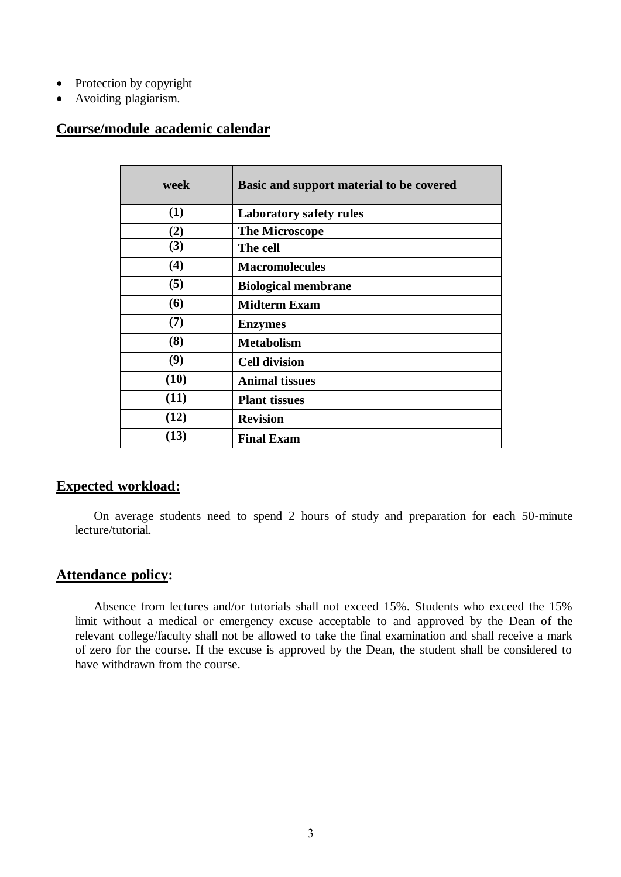- Protection by copyright
- Avoiding plagiarism.

## Course/module academic calendar

| week | Basic and support material to be covered |
|---|---|
| **(1)** | **Laboratory safety rules** |
| **(2)** | **The Microscope** |
| **(3)** | **The cell** |
| **(4)** | **Macromolecules** |
| **(5)** | **Biological membrane** |
| **(6)** | **Midterm Exam** |
| **(7)** | **Enzymes** |
| **(8)** | **Metabolism** |
| **(9)** | **Cell division** |
| **(10)** | **Animal tissues** |
| **(11)** | **Plant tissues** |
| **(12)** | **Revision** |
| **(13)** | **Final Exam** |

## Expected workload:

On average students need to spend 2 hours of study and preparation for each 50-minute lecture/tutorial.

## Attendance policy:

Absence from lectures and/or tutorials shall not exceed 15%. Students who exceed the 15% limit without a medical or emergency excuse acceptable to and approved by the Dean of the relevant college/faculty shall not be allowed to take the final examination and shall receive a mark of zero for the course. If the excuse is approved by the Dean, the student shall be considered to have withdrawn from the course.